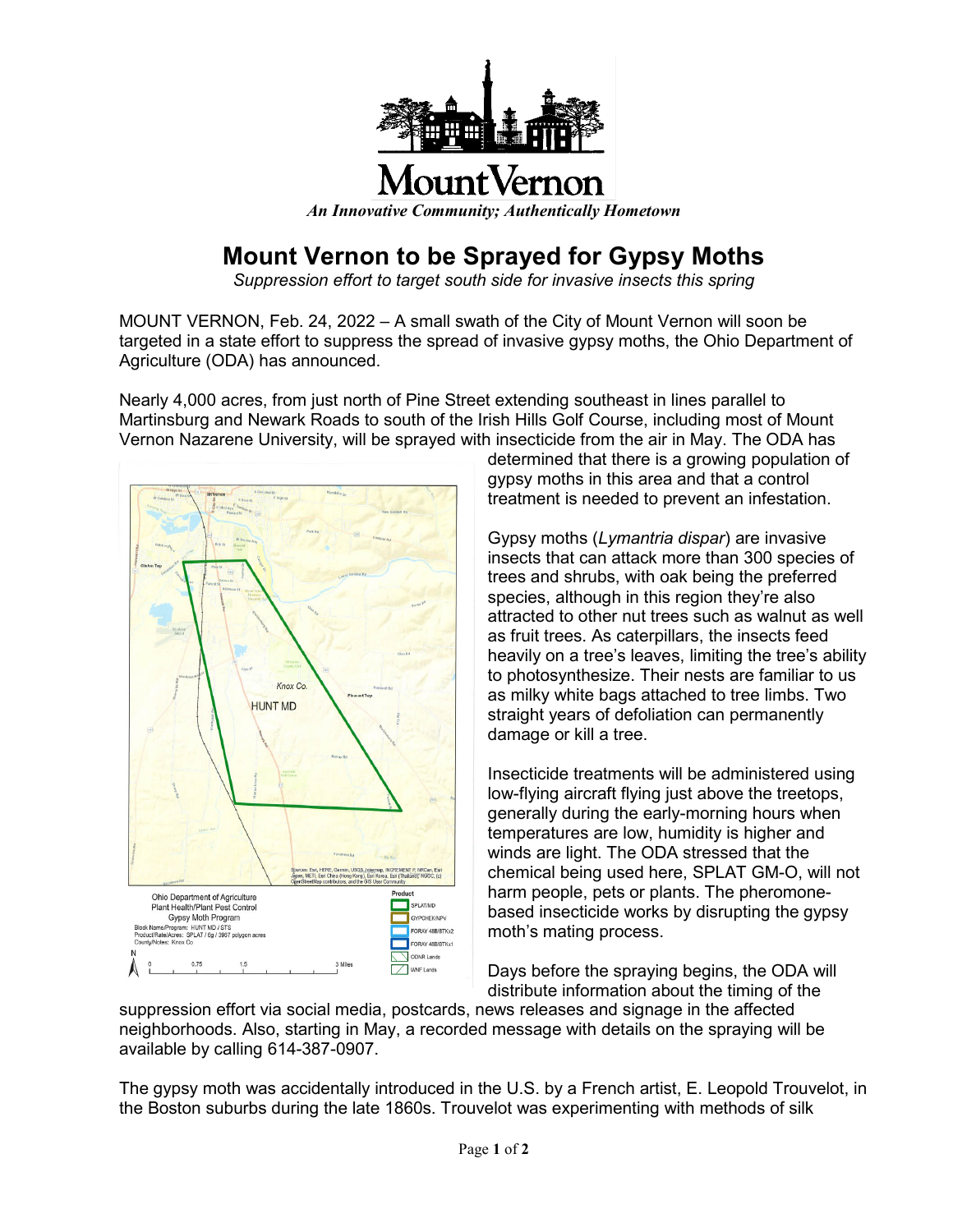MountVernon

*An Innovative Community; Authentically Hometown*

# Mount Vernon to be Sprayed for Gypsy Moths

*Suppression effort to target south side for invasive insects this spring*

MOUNT VERNON, Feb. 24, 2022 – A small swath of the City of Mount Vernon will soon be targeted in a state effort to suppress the spread of invasive gypsy moths, the Ohio Department of Agriculture (ODA) has announced.

Nearly 4,000 acres, from just north of Pine Street extending southeast in lines parallel to Martinsburg and Newark Roads to south of the Irish Hills Golf Course, including most of Mount Vernon Nazarene University, will be sprayed with insecticide from the air in May. The ODA has determined that there is a growing population of gypsy moths in this area and that a control treatment is needed to prevent an infestation.

Ohio Department of Agriculture
Plant Health/Plant Pest Control
Gypsy Moth Program
Block Name/Program: HUNT MD / STS
Product/Rate/Acres: SPLAT / 6g / 3967 polygon acres
County/Notes: Knox Co

Gypsy moths (*Lymantria dispar*) are invasive insects that can attack more than 300 species of trees and shrubs, with oak being the preferred species, although in this region they're also attracted to other nut trees such as walnut as well as fruit trees. As caterpillars, the insects feed heavily on a tree's leaves, limiting the tree's ability to photosynthesize. Their nests are familiar to us as milky white bags attached to tree limbs. Two straight years of defoliation can permanently damage or kill a tree.

Insecticide treatments will be administered using low-flying aircraft flying just above the treetops, generally during the early-morning hours when temperatures are low, humidity is higher and winds are light. The ODA stressed that the chemical being used here, SPLAT GM-O, will not harm people, pets or plants. The pheromone-based insecticide works by disrupting the gypsy moth's mating process.

Days before the spraying begins, the ODA will distribute information about the timing of the suppression effort via social media, postcards, news releases and signage in the affected neighborhoods. Also, starting in May, a recorded message with details on the spraying will be available by calling 614-387-0907.

The gypsy moth was accidentally introduced in the U.S. by a French artist, E. Leopold Trouvelot, in the Boston suburbs during the late 1860s. Trouvelot was experimenting with methods of silk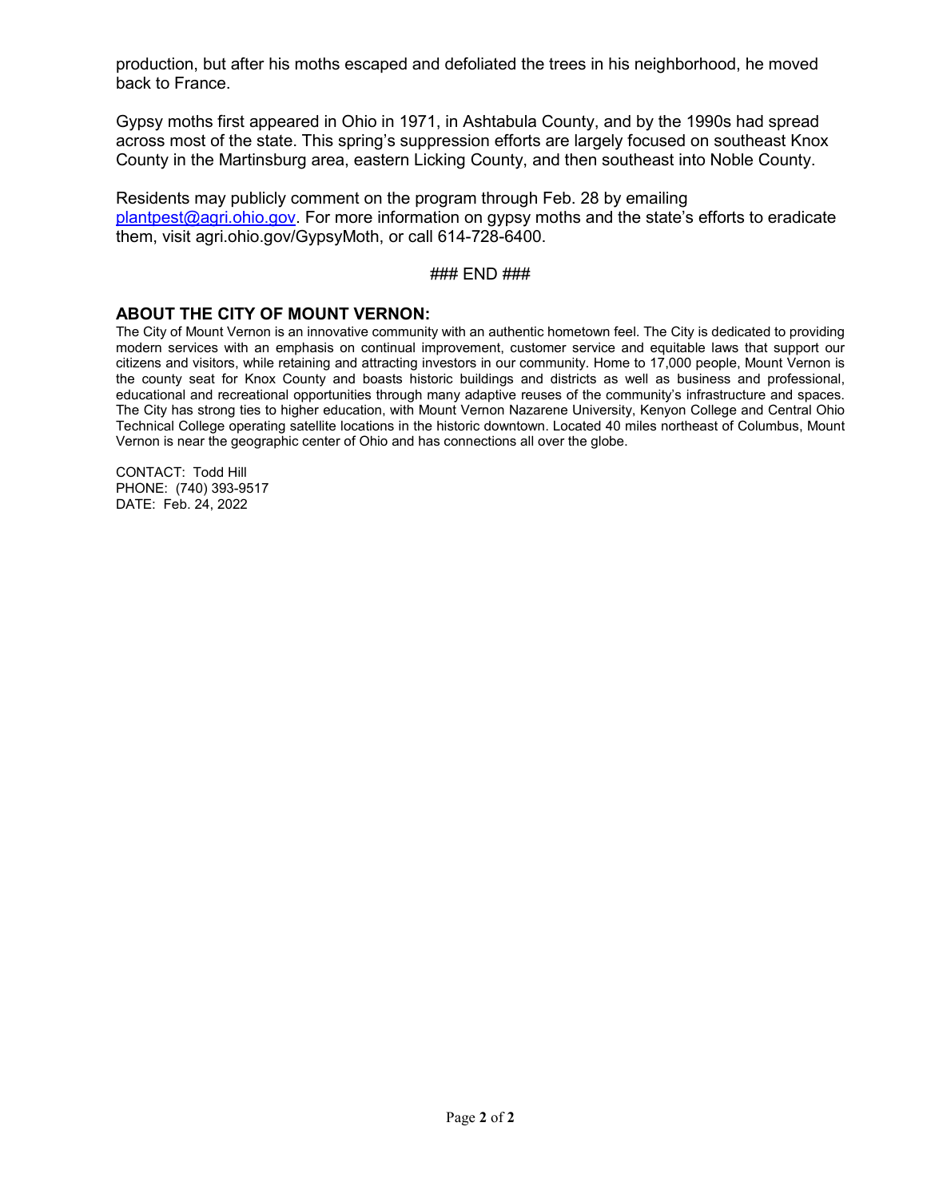production, but after his moths escaped and defoliated the trees in his neighborhood, he moved back to France.

Gypsy moths first appeared in Ohio in 1971, in Ashtabula County, and by the 1990s had spread across most of the state. This spring's suppression efforts are largely focused on southeast Knox County in the Martinsburg area, eastern Licking County, and then southeast into Noble County.

Residents may publicly comment on the program through Feb. 28 by emailing plantpest@agri.ohio.gov. For more information on gypsy moths and the state's efforts to eradicate them, visit agri.ohio.gov/GypsyMoth, or call 614-728-6400.

### END ###

## ABOUT THE CITY OF MOUNT VERNON:

The City of Mount Vernon is an innovative community with an authentic hometown feel. The City is dedicated to providing modern services with an emphasis on continual improvement, customer service and equitable laws that support our citizens and visitors, while retaining and attracting investors in our community. Home to 17,000 people, Mount Vernon is the county seat for Knox County and boasts historic buildings and districts as well as business and professional, educational and recreational opportunities through many adaptive reuses of the community's infrastructure and spaces. The City has strong ties to higher education, with Mount Vernon Nazarene University, Kenyon College and Central Ohio Technical College operating satellite locations in the historic downtown. Located 40 miles northeast of Columbus, Mount Vernon is near the geographic center of Ohio and has connections all over the globe.

CONTACT: Todd Hill
PHONE: (740) 393-9517
DATE: Feb. 24, 2022